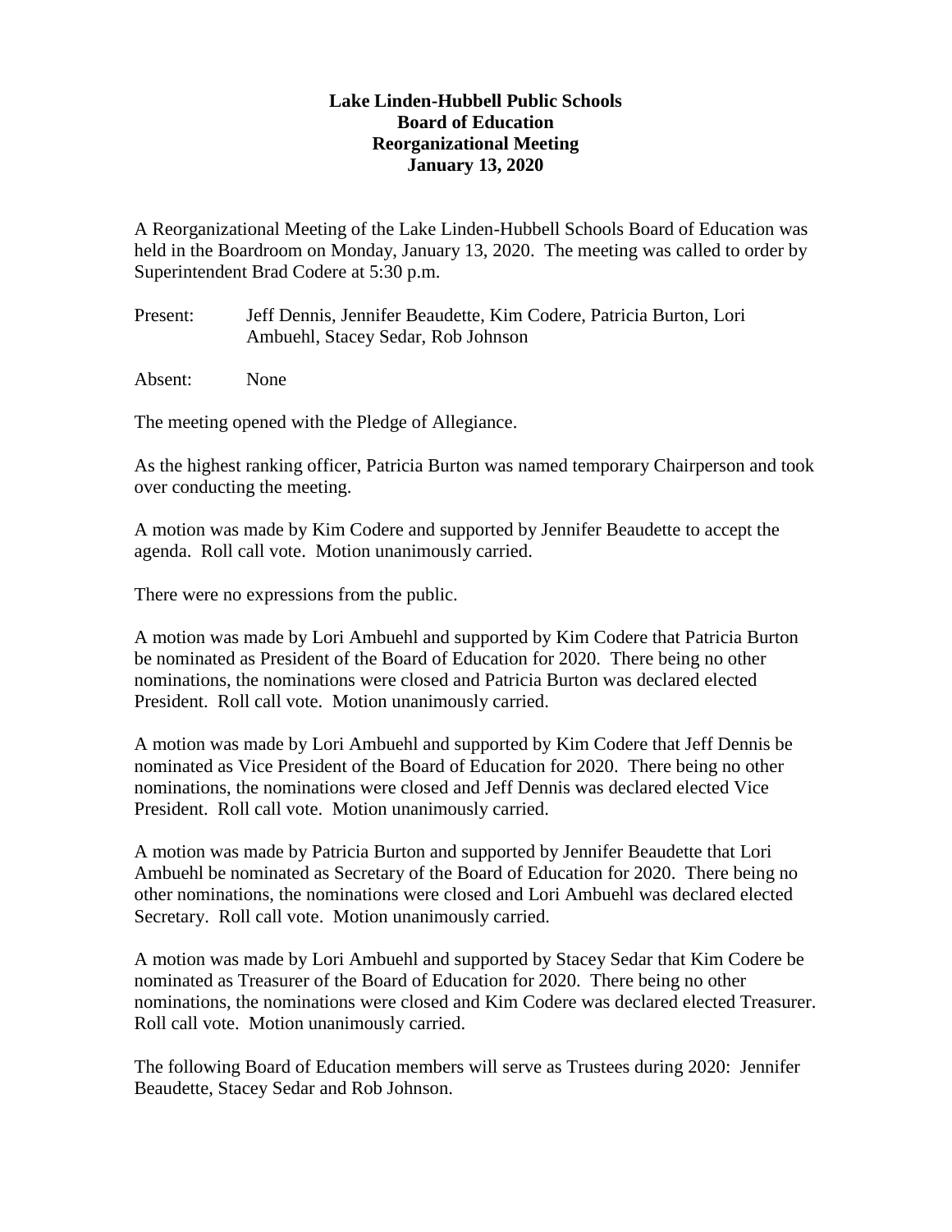**Lake Linden-Hubbell Public Schools**
**Board of Education**
**Reorganizational Meeting**
**January 13, 2020**

A Reorganizational Meeting of the Lake Linden-Hubbell Schools Board of Education was held in the Boardroom on Monday, January 13, 2020. The meeting was called to order by Superintendent Brad Codere at 5:30 p.m.

Present: Jeff Dennis, Jennifer Beaudette, Kim Codere, Patricia Burton, Lori Ambuehl, Stacey Sedar, Rob Johnson

Absent: None

The meeting opened with the Pledge of Allegiance.

As the highest ranking officer, Patricia Burton was named temporary Chairperson and took over conducting the meeting.

A motion was made by Kim Codere and supported by Jennifer Beaudette to accept the agenda. Roll call vote. Motion unanimously carried.

There were no expressions from the public.

A motion was made by Lori Ambuehl and supported by Kim Codere that Patricia Burton be nominated as President of the Board of Education for 2020. There being no other nominations, the nominations were closed and Patricia Burton was declared elected President. Roll call vote. Motion unanimously carried.

A motion was made by Lori Ambuehl and supported by Kim Codere that Jeff Dennis be nominated as Vice President of the Board of Education for 2020. There being no other nominations, the nominations were closed and Jeff Dennis was declared elected Vice President. Roll call vote. Motion unanimously carried.

A motion was made by Patricia Burton and supported by Jennifer Beaudette that Lori Ambuehl be nominated as Secretary of the Board of Education for 2020. There being no other nominations, the nominations were closed and Lori Ambuehl was declared elected Secretary. Roll call vote. Motion unanimously carried.

A motion was made by Lori Ambuehl and supported by Stacey Sedar that Kim Codere be nominated as Treasurer of the Board of Education for 2020. There being no other nominations, the nominations were closed and Kim Codere was declared elected Treasurer. Roll call vote. Motion unanimously carried.

The following Board of Education members will serve as Trustees during 2020: Jennifer Beaudette, Stacey Sedar and Rob Johnson.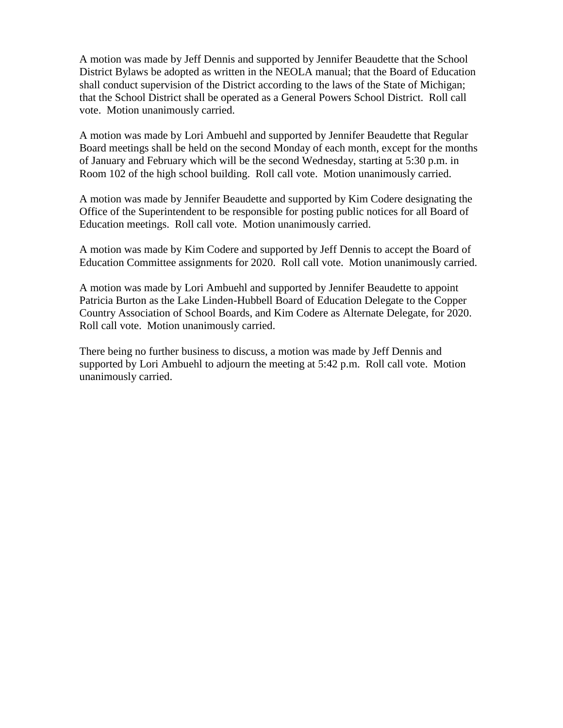A motion was made by Jeff Dennis and supported by Jennifer Beaudette that the School District Bylaws be adopted as written in the NEOLA manual; that the Board of Education shall conduct supervision of the District according to the laws of the State of Michigan; that the School District shall be operated as a General Powers School District. Roll call vote. Motion unanimously carried.

A motion was made by Lori Ambuehl and supported by Jennifer Beaudette that Regular Board meetings shall be held on the second Monday of each month, except for the months of January and February which will be the second Wednesday, starting at 5:30 p.m. in Room 102 of the high school building. Roll call vote. Motion unanimously carried.

A motion was made by Jennifer Beaudette and supported by Kim Codere designating the Office of the Superintendent to be responsible for posting public notices for all Board of Education meetings. Roll call vote. Motion unanimously carried.

A motion was made by Kim Codere and supported by Jeff Dennis to accept the Board of Education Committee assignments for 2020. Roll call vote. Motion unanimously carried.

A motion was made by Lori Ambuehl and supported by Jennifer Beaudette to appoint Patricia Burton as the Lake Linden-Hubbell Board of Education Delegate to the Copper Country Association of School Boards, and Kim Codere as Alternate Delegate, for 2020. Roll call vote. Motion unanimously carried.

There being no further business to discuss, a motion was made by Jeff Dennis and supported by Lori Ambuehl to adjourn the meeting at 5:42 p.m. Roll call vote. Motion unanimously carried.